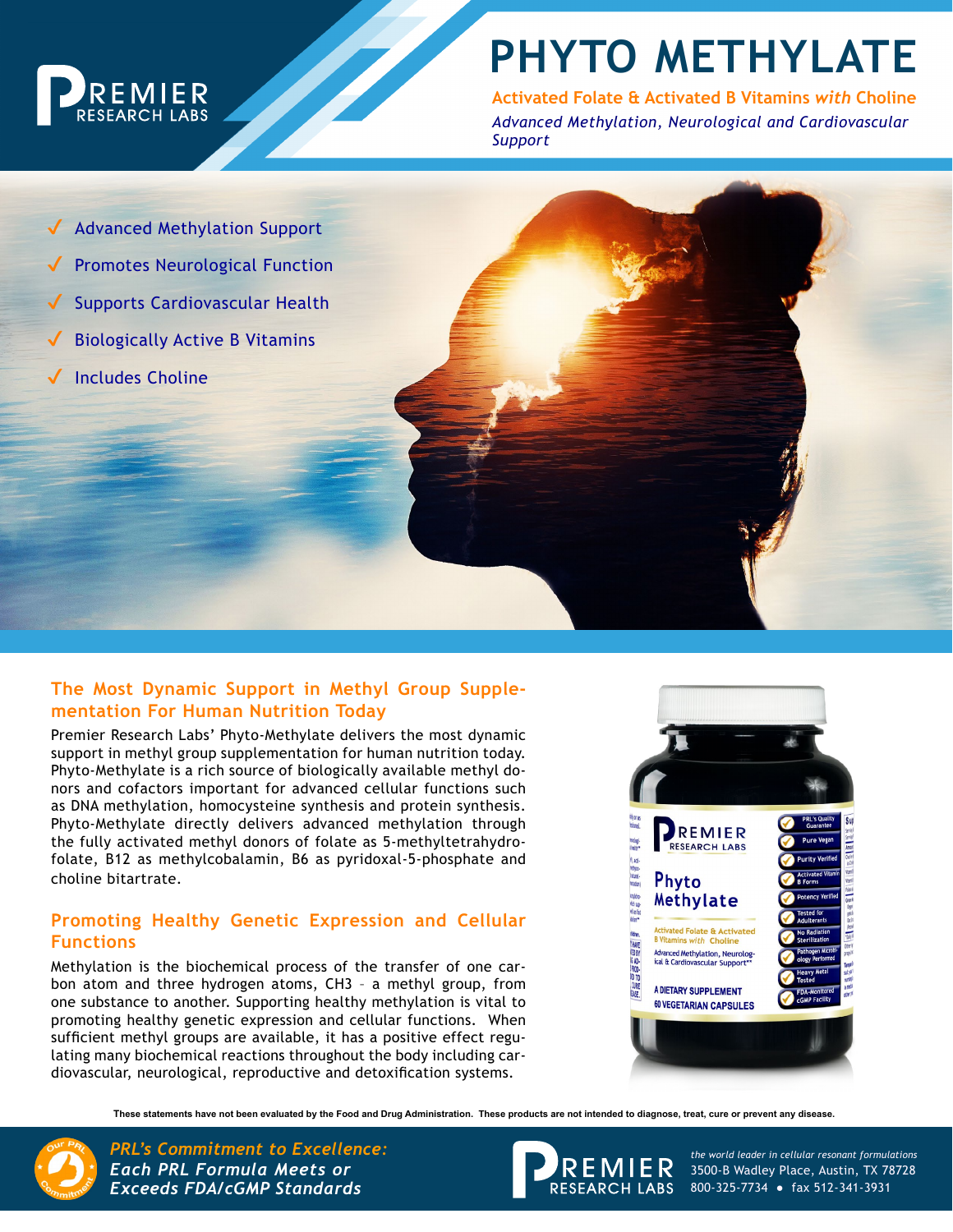# PHYTO METHYLATE

**Activated Folate & Activated B Vitamins *with* Choline**

*Advanced Methylation, Neurological and Cardiovascular Support*

- ✓ Advanced Methylation Support
- ✓ Promotes Neurological Function
- ✓ Supports Cardiovascular Health
- ✓ Biologically Active B Vitamins
- ✓ Includes Choline

## The Most Dynamic Support in Methyl Group Supplementation For Human Nutrition Today

Premier Research Labs' Phyto-Methylate delivers the most dynamic support in methyl group supplementation for human nutrition today. Phyto-Methylate is a rich source of biologically available methyl donors and cofactors important for advanced cellular functions such as DNA methylation, homocysteine synthesis and protein synthesis. Phyto-Methylate directly delivers advanced methylation through the fully activated methyl donors of folate as 5-methyltetrahydrofolate, B12 as methylcobalamin, B6 as pyridoxal-5-phosphate and choline bitartrate.

## Promoting Healthy Genetic Expression and Cellular Functions

Methylation is the biochemical process of the transfer of one carbon atom and three hydrogen atoms, CH3 – a methyl group, from one substance to another. Supporting healthy methylation is vital to promoting healthy genetic expression and cellular functions. When sufficient methyl groups are available, it has a positive effect regulating many biochemical reactions throughout the body including cardiovascular, neurological, reproductive and detoxification systems.

**These statements have not been evaluated by the Food and Drug Administration. These products are not intended to diagnose, treat, cure or prevent any disease.**

***PRL's Commitment to Excellence: Each PRL Formula Meets or Exceeds FDA/cGMP Standards***

PREMIER RESEARCH LABS

*the world leader in cellular resonant formulations*
3500-B Wadley Place, Austin, TX 78728
800-325-7734 • fax 512-341-3931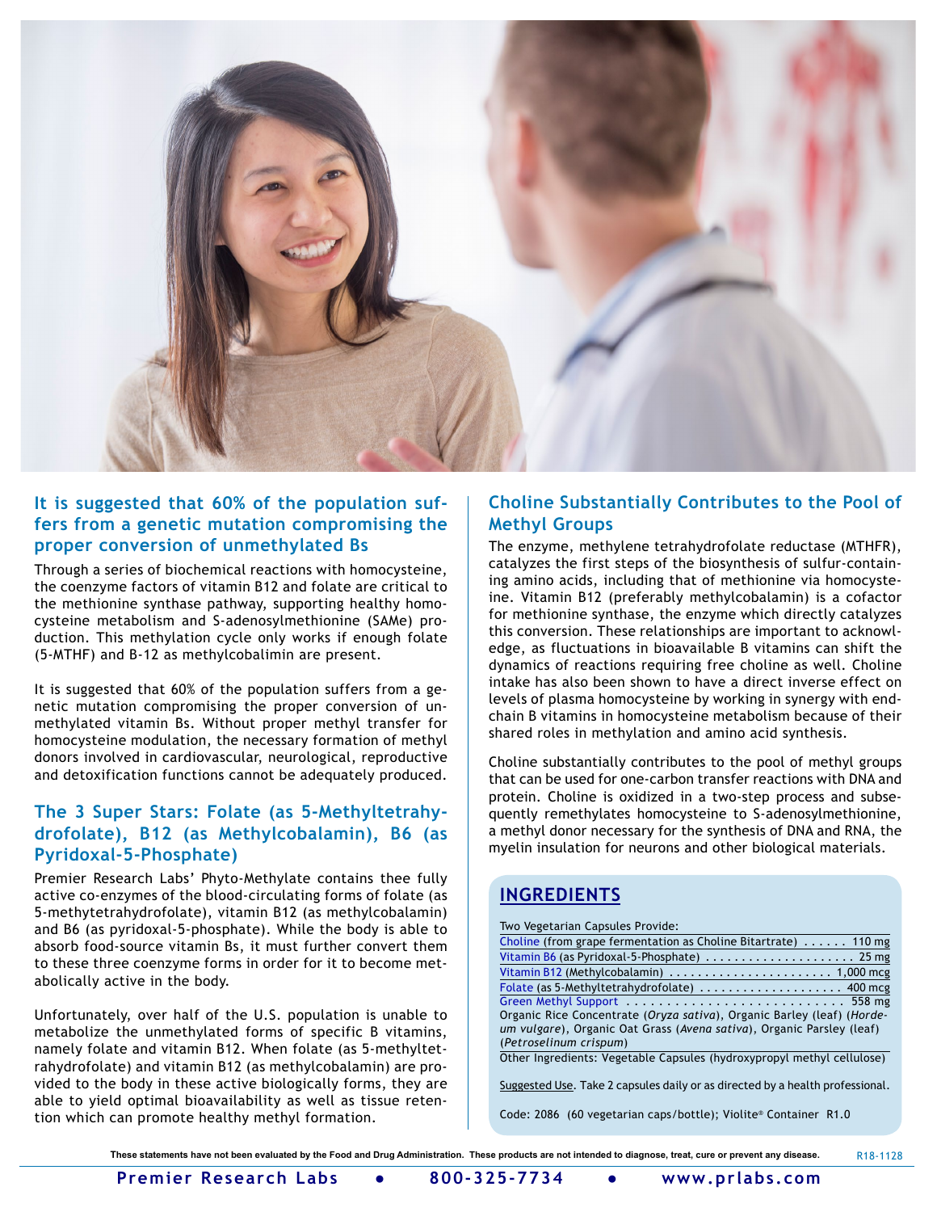## It is suggested that 60% of the population suffers from a genetic mutation compromising the proper conversion of unmethylated Bs

Through a series of biochemical reactions with homocysteine, the coenzyme factors of vitamin B12 and folate are critical to the methionine synthase pathway, supporting healthy homocysteine metabolism and S-adenosylmethionine (SAMe) production. This methylation cycle only works if enough folate (5-MTHF) and B-12 as methylcobalimin are present.

It is suggested that 60% of the population suffers from a genetic mutation compromising the proper conversion of unmethylated vitamin Bs. Without proper methyl transfer for homocysteine modulation, the necessary formation of methyl donors involved in cardiovascular, neurological, reproductive and detoxification functions cannot be adequately produced.

## The 3 Super Stars: Folate (as 5-Methyltetrahydrofolate), B12 (as Methylcobalamin), B6 (as Pyridoxal-5-Phosphate)

Premier Research Labs' Phyto-Methylate contains thee fully active co-enzymes of the blood-circulating forms of folate (as 5-methytetrahydrofolate), vitamin B12 (as methylcobalamin) and B6 (as pyridoxal-5-phosphate). While the body is able to absorb food-source vitamin Bs, it must further convert them to these three coenzyme forms in order for it to become metabolically active in the body.

Unfortunately, over half of the U.S. population is unable to metabolize the unmethylated forms of specific B vitamins, namely folate and vitamin B12. When folate (as 5-methyltetrahydrofolate) and vitamin B12 (as methylcobalamin) are provided to the body in these active biologically forms, they are able to yield optimal bioavailability as well as tissue retention which can promote healthy methyl formation.

## Choline Substantially Contributes to the Pool of Methyl Groups

The enzyme, methylene tetrahydrofolate reductase (MTHFR), catalyzes the first steps of the biosynthesis of sulfur-containing amino acids, including that of methionine via homocysteine. Vitamin B12 (preferably methylcobalamin) is a cofactor for methionine synthase, the enzyme which directly catalyzes this conversion. These relationships are important to acknowledge, as fluctuations in bioavailable B vitamins can shift the dynamics of reactions requiring free choline as well. Choline intake has also been shown to have a direct inverse effect on levels of plasma homocysteine by working in synergy with endchain B vitamins in homocysteine metabolism because of their shared roles in methylation and amino acid synthesis.

Choline substantially contributes to the pool of methyl groups that can be used for one-carbon transfer reactions with DNA and protein. Choline is oxidized in a two-step process and subsequently remethylates homocysteine to S-adenosylmethionine, a methyl donor necessary for the synthesis of DNA and RNA, the myelin insulation for neurons and other biological materials.

## INGREDIENTS

Two Vegetarian Capsules Provide:

| | |
|---|---|
| Choline (from grape fermentation as Choline Bitartrate) | 110 mg |
| Vitamin B6 (as Pyridoxal-5-Phosphate) | 25 mg |
| Vitamin B12 (Methylcobalamin) | 1,000 mcg |
| Folate (as 5-Methyltetrahydrofolate) | 400 mcg |
| Green Methyl Support | 558 mg |

Organic Rice Concentrate (*Oryza sativa*), Organic Barley (leaf) (*Hordeum vulgare*), Organic Oat Grass (*Avena sativa*), Organic Parsley (leaf) (*Petroselinum crispum*)

Other Ingredients: Vegetable Capsules (hydroxypropyl methyl cellulose)

Suggested Use. Take 2 capsules daily or as directed by a health professional.

Code: 2086 (60 vegetarian caps/bottle); Violite® Container R1.0

**These statements have not been evaluated by the Food and Drug Administration. These products are not intended to diagnose, treat, cure or prevent any disease.** R18-1128

**Premier Research Labs • 800-325-7734 • www.prlabs.com**